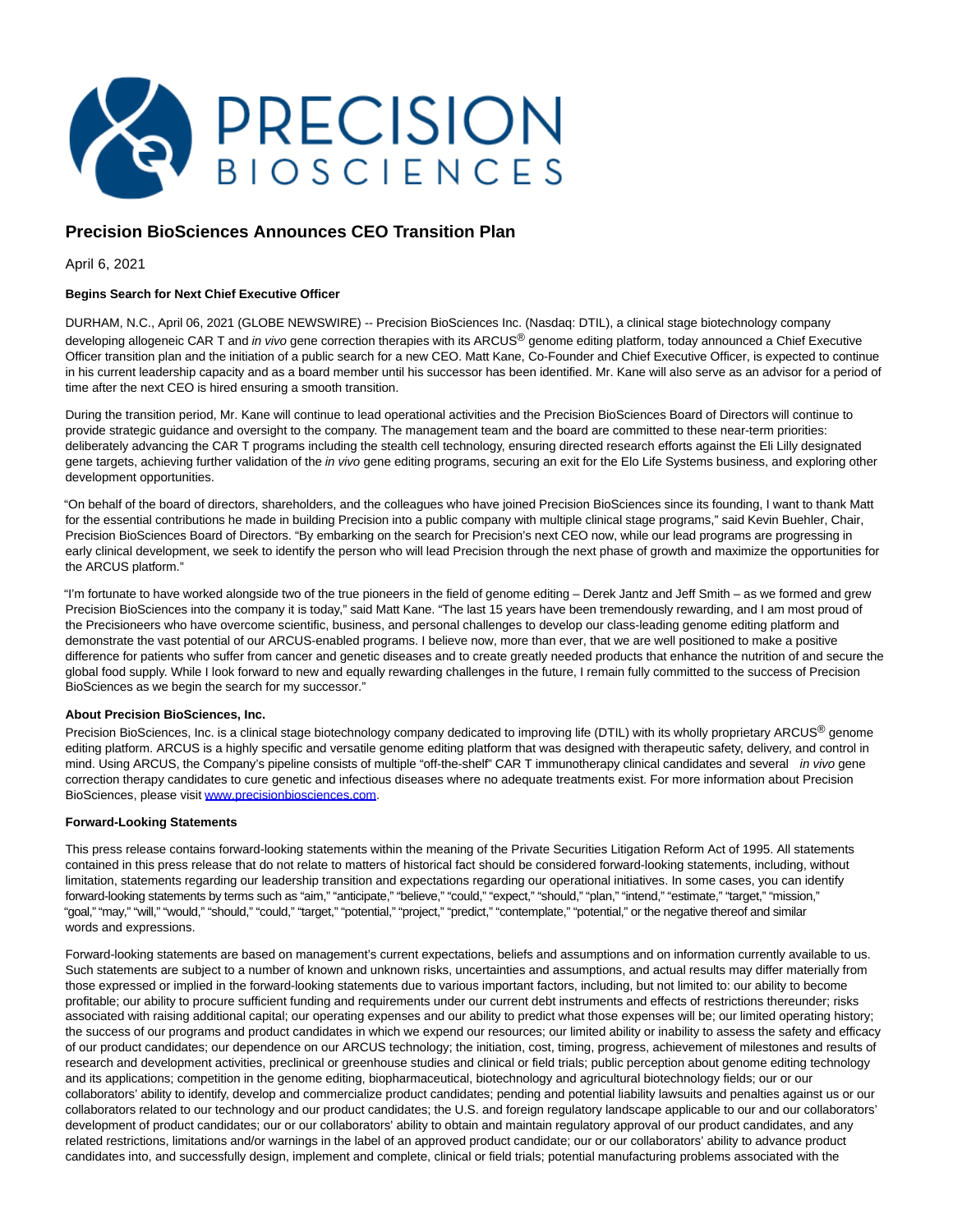# Precision BioSciences Announces CEO Transition Plan

April 6, 2021

**Begins Search for Next Chief Executive Officer**

DURHAM, N.C., April 06, 2021 (GLOBE NEWSWIRE) -- Precision BioSciences Inc. (Nasdaq: DTIL), a clinical stage biotechnology company developing allogeneic CAR T and *in vivo* gene correction therapies with its ARCUS® genome editing platform, today announced a Chief Executive Officer transition plan and the initiation of a public search for a new CEO. Matt Kane, Co-Founder and Chief Executive Officer, is expected to continue in his current leadership capacity and as a board member until his successor has been identified. Mr. Kane will also serve as an advisor for a period of time after the next CEO is hired ensuring a smooth transition.

During the transition period, Mr. Kane will continue to lead operational activities and the Precision BioSciences Board of Directors will continue to provide strategic guidance and oversight to the company. The management team and the board are committed to these near-term priorities: deliberately advancing the CAR T programs including the stealth cell technology, ensuring directed research efforts against the Eli Lilly designated gene targets, achieving further validation of the *in vivo* gene editing programs, securing an exit for the Elo Life Systems business, and exploring other development opportunities.

"On behalf of the board of directors, shareholders, and the colleagues who have joined Precision BioSciences since its founding, I want to thank Matt for the essential contributions he made in building Precision into a public company with multiple clinical stage programs," said Kevin Buehler, Chair, Precision BioSciences Board of Directors. "By embarking on the search for Precision's next CEO now, while our lead programs are progressing in early clinical development, we seek to identify the person who will lead Precision through the next phase of growth and maximize the opportunities for the ARCUS platform."

"I'm fortunate to have worked alongside two of the true pioneers in the field of genome editing – Derek Jantz and Jeff Smith – as we formed and grew Precision BioSciences into the company it is today," said Matt Kane. "The last 15 years have been tremendously rewarding, and I am most proud of the Precisioneers who have overcome scientific, business, and personal challenges to develop our class-leading genome editing platform and demonstrate the vast potential of our ARCUS-enabled programs. I believe now, more than ever, that we are well positioned to make a positive difference for patients who suffer from cancer and genetic diseases and to create greatly needed products that enhance the nutrition of and secure the global food supply. While I look forward to new and equally rewarding challenges in the future, I remain fully committed to the success of Precision BioSciences as we begin the search for my successor."

**About Precision BioSciences, Inc.**

Precision BioSciences, Inc. is a clinical stage biotechnology company dedicated to improving life (DTIL) with its wholly proprietary ARCUS® genome editing platform. ARCUS is a highly specific and versatile genome editing platform that was designed with therapeutic safety, delivery, and control in mind. Using ARCUS, the Company's pipeline consists of multiple "off-the-shelf" CAR T immunotherapy clinical candidates and several *in vivo* gene correction therapy candidates to cure genetic and infectious diseases where no adequate treatments exist. For more information about Precision BioSciences, please visit www.precisionbiosciences.com.

**Forward-Looking Statements**

This press release contains forward-looking statements within the meaning of the Private Securities Litigation Reform Act of 1995. All statements contained in this press release that do not relate to matters of historical fact should be considered forward-looking statements, including, without limitation, statements regarding our leadership transition and expectations regarding our operational initiatives. In some cases, you can identify forward-looking statements by terms such as "aim," "anticipate," "believe," "could," "expect," "should," "plan," "intend," "estimate," "target," "mission," "goal," "may," "will," "would," "should," "could," "target," "potential," "project," "predict," "contemplate," "potential," or the negative thereof and similar words and expressions.

Forward-looking statements are based on management's current expectations, beliefs and assumptions and on information currently available to us. Such statements are subject to a number of known and unknown risks, uncertainties and assumptions, and actual results may differ materially from those expressed or implied in the forward-looking statements due to various important factors, including, but not limited to: our ability to become profitable; our ability to procure sufficient funding and requirements under our current debt instruments and effects of restrictions thereunder; risks associated with raising additional capital; our operating expenses and our ability to predict what those expenses will be; our limited operating history; the success of our programs and product candidates in which we expend our resources; our limited ability or inability to assess the safety and efficacy of our product candidates; our dependence on our ARCUS technology; the initiation, cost, timing, progress, achievement of milestones and results of research and development activities, preclinical or greenhouse studies and clinical or field trials; public perception about genome editing technology and its applications; competition in the genome editing, biopharmaceutical, biotechnology and agricultural biotechnology fields; our or our collaborators' ability to identify, develop and commercialize product candidates; pending and potential liability lawsuits and penalties against us or our collaborators related to our technology and our product candidates; the U.S. and foreign regulatory landscape applicable to our and our collaborators' development of product candidates; our or our collaborators' ability to obtain and maintain regulatory approval of our product candidates, and any related restrictions, limitations and/or warnings in the label of an approved product candidate; our or our collaborators' ability to advance product candidates into, and successfully design, implement and complete, clinical or field trials; potential manufacturing problems associated with the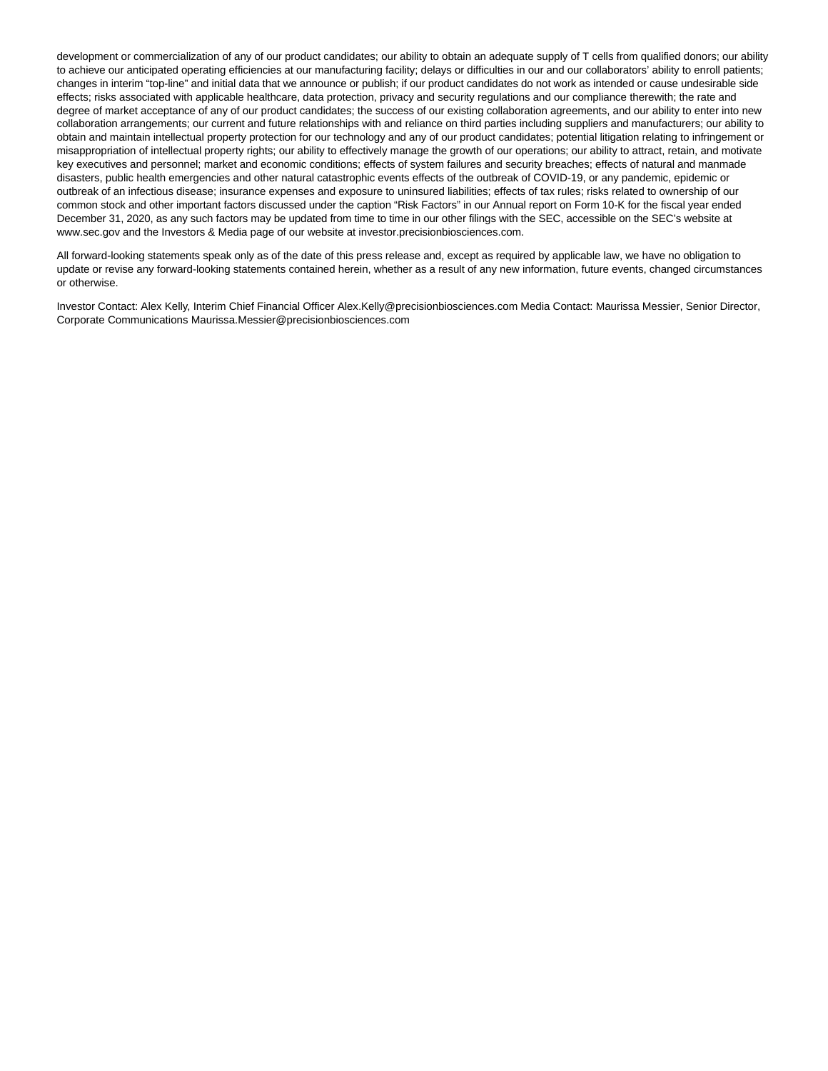development or commercialization of any of our product candidates; our ability to obtain an adequate supply of T cells from qualified donors; our ability to achieve our anticipated operating efficiencies at our manufacturing facility; delays or difficulties in our and our collaborators' ability to enroll patients; changes in interim "top-line" and initial data that we announce or publish; if our product candidates do not work as intended or cause undesirable side effects; risks associated with applicable healthcare, data protection, privacy and security regulations and our compliance therewith; the rate and degree of market acceptance of any of our product candidates; the success of our existing collaboration agreements, and our ability to enter into new collaboration arrangements; our current and future relationships with and reliance on third parties including suppliers and manufacturers; our ability to obtain and maintain intellectual property protection for our technology and any of our product candidates; potential litigation relating to infringement or misappropriation of intellectual property rights; our ability to effectively manage the growth of our operations; our ability to attract, retain, and motivate key executives and personnel; market and economic conditions; effects of system failures and security breaches; effects of natural and manmade disasters, public health emergencies and other natural catastrophic events effects of the outbreak of COVID-19, or any pandemic, epidemic or outbreak of an infectious disease; insurance expenses and exposure to uninsured liabilities; effects of tax rules; risks related to ownership of our common stock and other important factors discussed under the caption "Risk Factors" in our Annual report on Form 10-K for the fiscal year ended December 31, 2020, as any such factors may be updated from time to time in our other filings with the SEC, accessible on the SEC's website at www.sec.gov and the Investors & Media page of our website at investor.precisionbiosciences.com.

All forward-looking statements speak only as of the date of this press release and, except as required by applicable law, we have no obligation to update or revise any forward-looking statements contained herein, whether as a result of any new information, future events, changed circumstances or otherwise.

Investor Contact: Alex Kelly, Interim Chief Financial Officer Alex.Kelly@precisionbiosciences.com Media Contact: Maurissa Messier, Senior Director, Corporate Communications Maurissa.Messier@precisionbiosciences.com